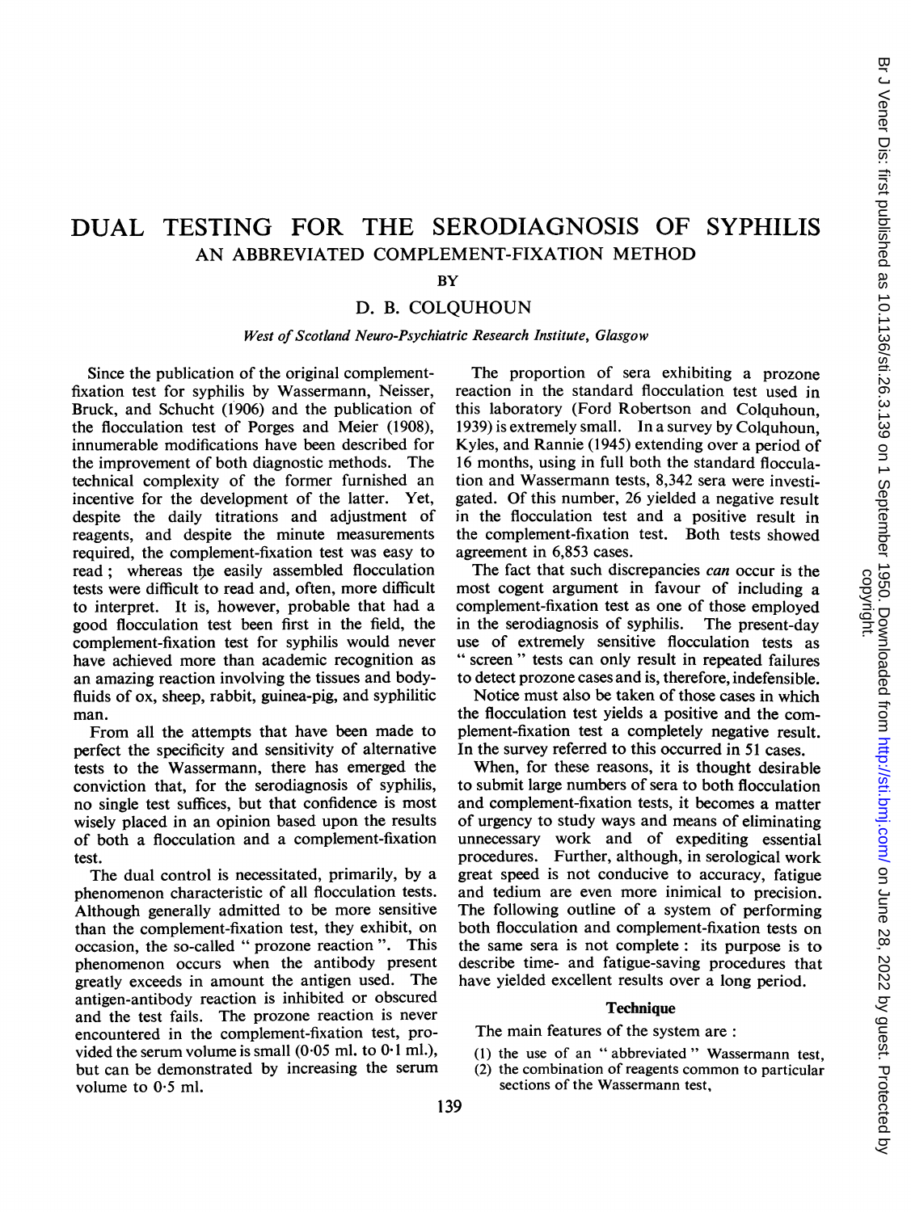# DUAL TESTING FOR THE SERODIAGNOSIS OF SYPHILIS

## AN ABBREVIATED COMPLEMENT-FIXATION METHOD

BY

D. B. COLQUHOUN

*West of Scotland Neuro-Psychiatric Research Institute, Glasgow*

Since the publication of the original complement-fixation test for syphilis by Wassermann, Neisser, Bruck, and Schucht (1906) and the publication of the flocculation test of Porges and Meier (1908), innumerable modifications have been described for the improvement of both diagnostic methods. The technical complexity of the former furnished an incentive for the development of the latter. Yet, despite the daily titrations and adjustment of reagents, and despite the minute measurements required, the complement-fixation test was easy to read; whereas the easily assembled flocculation tests were difficult to read and, often, more difficult to interpret. It is, however, probable that had a good flocculation test been first in the field, the complement-fixation test for syphilis would never have achieved more than academic recognition as an amazing reaction involving the tissues and body-fluids of ox, sheep, rabbit, guinea-pig, and syphilitic man.

From all the attempts that have been made to perfect the specificity and sensitivity of alternative tests to the Wassermann, there has emerged the conviction that, for the serodiagnosis of syphilis, no single test suffices, but that confidence is most wisely placed in an opinion based upon the results of both a flocculation and a complement-fixation test.

The dual control is necessitated, primarily, by a phenomenon characteristic of all flocculation tests. Although generally admitted to be more sensitive than the complement-fixation test, they exhibit, on occasion, the so-called " prozone reaction ". This phenomenon occurs when the antibody present greatly exceeds in amount the antigen used. The antigen-antibody reaction is inhibited or obscured and the test fails. The prozone reaction is never encountered in the complement-fixation test, provided the serum volume is small (0·05 ml. to 0·1 ml.), but can be demonstrated by increasing the serum volume to 0·5 ml.

The proportion of sera exhibiting a prozone reaction in the standard flocculation test used in this laboratory (Ford Robertson and Colquhoun, 1939) is extremely small. In a survey by Colquhoun, Kyles, and Rannie (1945) extending over a period of 16 months, using in full both the standard flocculation and Wassermann tests, 8,342 sera were investigated. Of this number, 26 yielded a negative result in the flocculation test and a positive result in the complement-fixation test. Both tests showed agreement in 6,853 cases.

The fact that such discrepancies *can* occur is the most cogent argument in favour of including a complement-fixation test as one of those employed in the serodiagnosis of syphilis. The present-day use of extremely sensitive flocculation tests as " screen " tests can only result in repeated failures to detect prozone cases and is, therefore, indefensible.

Notice must also be taken of those cases in which the flocculation test yields a positive and the complement-fixation test a completely negative result. In the survey referred to this occurred in 51 cases.

When, for these reasons, it is thought desirable to submit large numbers of sera to both flocculation and complement-fixation tests, it becomes a matter of urgency to study ways and means of eliminating unnecessary work and of expediting essential procedures. Further, although, in serological work great speed is not conducive to accuracy, fatigue and tedium are even more inimical to precision. The following outline of a system of performing both flocculation and complement-fixation tests on the same sera is not complete: its purpose is to describe time- and fatigue-saving procedures that have yielded excellent results over a long period.

### Technique

The main features of the system are:

(1) the use of an " abbreviated " Wassermann test,
(2) the combination of reagents common to particular sections of the Wassermann test,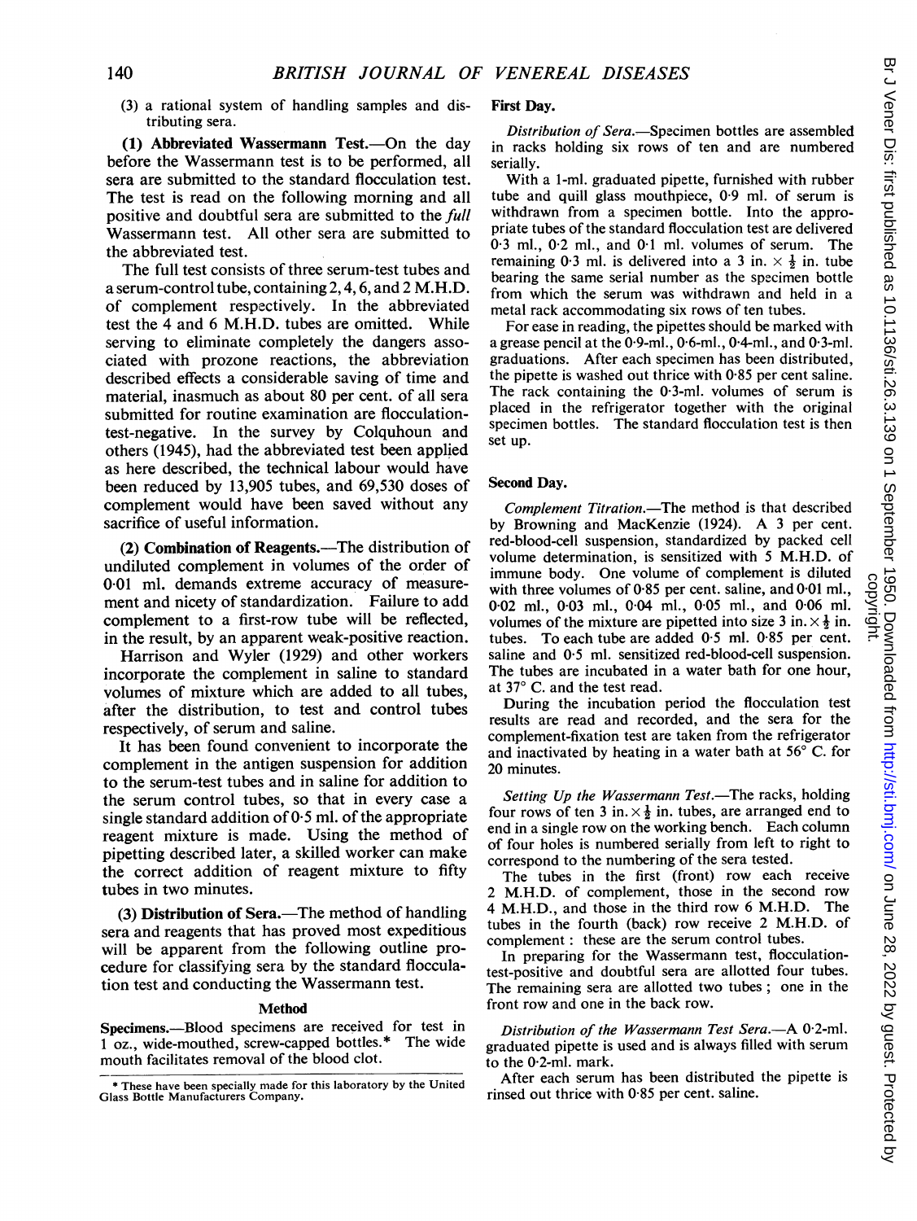(3) a rational system of handling samples and distributing sera.

**(1) Abbreviated Wassermann Test.**—On the day before the Wassermann test is to be performed, all sera are submitted to the standard flocculation test. The test is read on the following morning and all positive and doubtful sera are submitted to the *full* Wassermann test. All other sera are submitted to the abbreviated test.

The full test consists of three serum-test tubes and a serum-control tube, containing 2, 4, 6, and 2 M.H.D. of complement respectively. In the abbreviated test the 4 and 6 M.H.D. tubes are omitted. While serving to eliminate completely the dangers associated with prozone reactions, the abbreviation described effects a considerable saving of time and material, inasmuch as about 80 per cent. of all sera submitted for routine examination are flocculation-test-negative. In the survey by Colquhoun and others (1945), had the abbreviated test been applied as here described, the technical labour would have been reduced by 13,905 tubes, and 69,530 doses of complement would have been saved without any sacrifice of useful information.

**(2) Combination of Reagents.**—The distribution of undiluted complement in volumes of the order of 0·01 ml. demands extreme accuracy of measurement and nicety of standardization. Failure to add complement to a first-row tube will be reflected, in the result, by an apparent weak-positive reaction.

Harrison and Wyler (1929) and other workers incorporate the complement in saline to standard volumes of mixture which are added to all tubes, after the distribution, to test and control tubes respectively, of serum and saline.

It has been found convenient to incorporate the complement in the antigen suspension for addition to the serum-test tubes and in saline for addition to the serum control tubes, so that in every case a single standard addition of 0·5 ml. of the appropriate reagent mixture is made. Using the method of pipetting described later, a skilled worker can make the correct addition of reagent mixture to fifty tubes in two minutes.

**(3) Distribution of Sera.**—The method of handling sera and reagents that has proved most expeditious will be apparent from the following outline procedure for classifying sera by the standard flocculation test and conducting the Wassermann test.

## Method

**Specimens.**—Blood specimens are received for test in 1 oz., wide-mouthed, screw-capped bottles.* The wide mouth facilitates removal of the blood clot.

\* These have been specially made for this laboratory by the United Glass Bottle Manufacturers Company.

**First Day.**

*Distribution of Sera.*—Specimen bottles are assembled in racks holding six rows of ten and are numbered serially.

With a 1-ml. graduated pipette, furnished with rubber tube and quill glass mouthpiece, 0·9 ml. of serum is withdrawn from a specimen bottle. Into the appropriate tubes of the standard flocculation test are delivered 0·3 ml., 0·2 ml., and 0·1 ml. volumes of serum. The remaining 0·3 ml. is delivered into a 3 in. × ½ in. tube bearing the same serial number as the specimen bottle from which the serum was withdrawn and held in a metal rack accommodating six rows of ten tubes.

For ease in reading, the pipettes should be marked with a grease pencil at the 0·9-ml., 0·6-ml., 0·4-ml., and 0·3-ml. graduations. After each specimen has been distributed, the pipette is washed out thrice with 0·85 per cent saline. The rack containing the 0·3-ml. volumes of serum is placed in the refrigerator together with the original specimen bottles. The standard flocculation test is then set up.

**Second Day.**

*Complement Titration.*—The method is that described by Browning and MacKenzie (1924). A 3 per cent. red-blood-cell suspension, standardized by packed cell volume determination, is sensitized with 5 M.H.D. of immune body. One volume of complement is diluted with three volumes of 0·85 per cent. saline, and 0·01 ml., 0·02 ml., 0·03 ml., 0·04 ml., 0·05 ml., and 0·06 ml. volumes of the mixture are pipetted into size 3 in. × ½ in. tubes. To each tube are added 0·5 ml. 0·85 per cent. saline and 0·5 ml. sensitized red-blood-cell suspension. The tubes are incubated in a water bath for one hour, at 37° C. and the test read.

During the incubation period the flocculation test results are read and recorded, and the sera for the complement-fixation test are taken from the refrigerator and inactivated by heating in a water bath at 56° C. for 20 minutes.

*Setting Up the Wassermann Test.*—The racks, holding four rows of ten 3 in. × ½ in. tubes, are arranged end to end in a single row on the working bench. Each column of four holes is numbered serially from left to right to correspond to the numbering of the sera tested.

The tubes in the first (front) row each receive 2 M.H.D. of complement, those in the second row 4 M.H.D., and those in the third row 6 M.H.D. The tubes in the fourth (back) row receive 2 M.H.D. of complement: these are the serum control tubes.

In preparing for the Wassermann test, flocculation-test-positive and doubtful sera are allotted four tubes. The remaining sera are allotted two tubes; one in the front row and one in the back row.

*Distribution of the Wassermann Test Sera.*—A 0·2-ml. graduated pipette is used and is always filled with serum to the 0·2-ml. mark.

After each serum has been distributed the pipette is rinsed out thrice with 0·85 per cent. saline.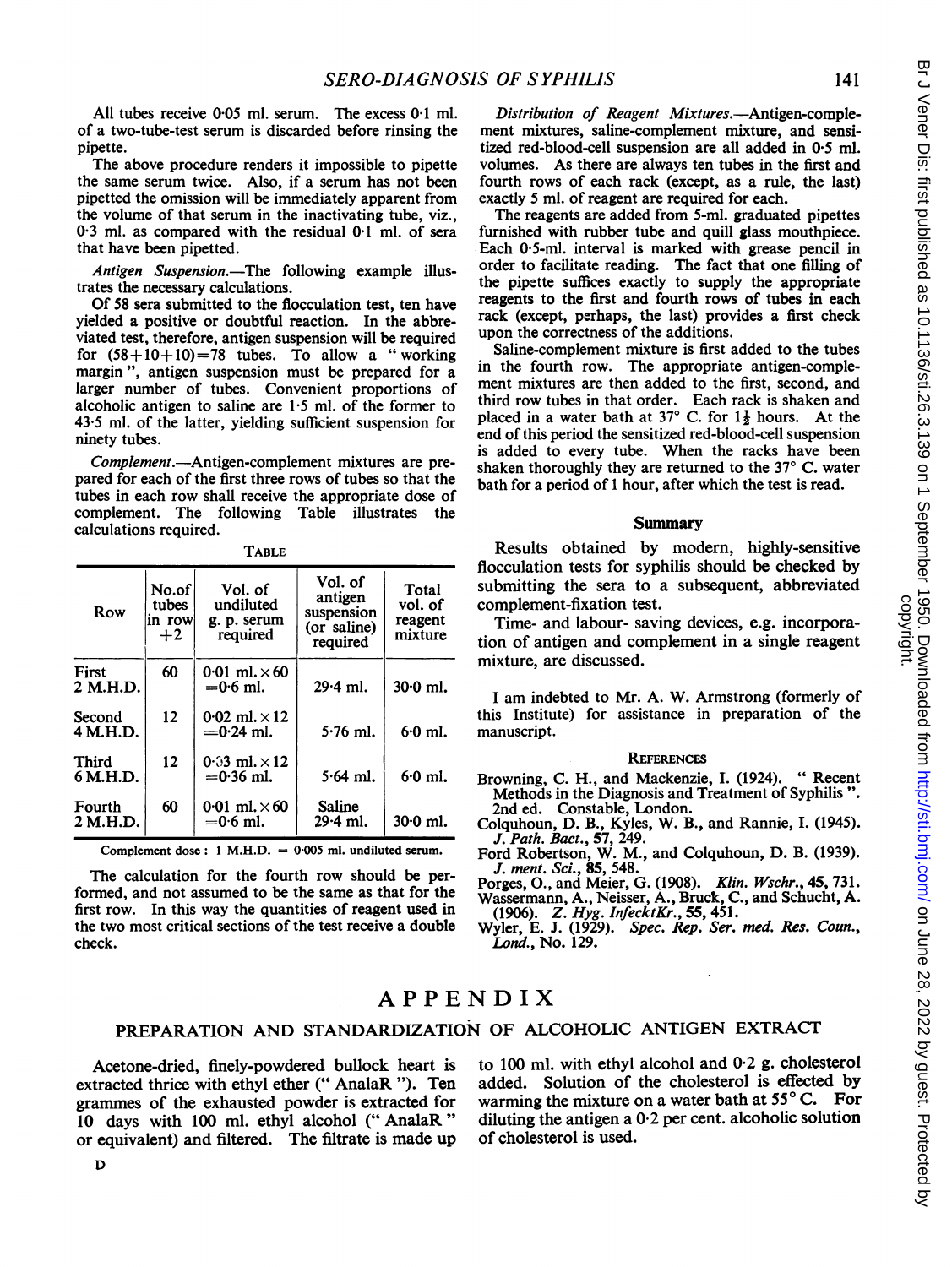All tubes receive 0·05 ml. serum. The excess 0·1 ml. of a two-tube-test serum is discarded before rinsing the pipette.

The above procedure renders it impossible to pipette the same serum twice. Also, if a serum has not been pipetted the omission will be immediately apparent from the volume of that serum in the inactivating tube, viz., 0·3 ml. as compared with the residual 0·1 ml. of sera that have been pipetted.

*Antigen Suspension.*—The following example illustrates the necessary calculations.

Of 58 sera submitted to the flocculation test, ten have yielded a positive or doubtful reaction. In the abbreviated test, therefore, antigen suspension will be required for (58+10+10)=78 tubes. To allow a "working margin", antigen suspension must be prepared for a larger number of tubes. Convenient proportions of alcoholic antigen to saline are 1·5 ml. of the former to 43·5 ml. of the latter, yielding sufficient suspension for ninety tubes.

*Complement.*—Antigen-complement mixtures are prepared for each of the first three rows of tubes so that the tubes in each row shall receive the appropriate dose of complement. The following Table illustrates the calculations required.

TABLE

| Row | No. of tubes in row +2 | Vol. of undiluted g. p. serum required | Vol. of antigen suspension (or saline) required | Total vol. of reagent mixture |
|---|---|---|---|---|
| First 2 M.H.D. | 60 | 0·01 ml. × 60 = 0·6 ml. | 29·4 ml. | 30·0 ml. |
| Second 4 M.H.D. | 12 | 0·02 ml. × 12 = 0·24 ml. | 5·76 ml. | 6·0 ml. |
| Third 6 M.H.D. | 12 | 0·03 ml. × 12 = 0·36 ml. | 5·64 ml. | 6·0 ml. |
| Fourth 2 M.H.D. | 60 | 0·01 ml. × 60 = 0·6 ml. | Saline 29·4 ml. | 30·0 ml. |

Complement dose: 1 M.H.D. = 0·005 ml. undiluted serum.

The calculation for the fourth row should be performed, and not assumed to be the same as that for the first row. In this way the quantities of reagent used in the two most critical sections of the test receive a double check.

*Distribution of Reagent Mixtures.*—Antigen-complement mixtures, saline-complement mixture, and sensitized red-blood-cell suspension are all added in 0·5 ml. volumes. As there are always ten tubes in the first and fourth rows of each rack (except, as a rule, the last) exactly 5 ml. of reagent are required for each.

The reagents are added from 5-ml. graduated pipettes furnished with rubber tube and quill glass mouthpiece. Each 0·5-ml. interval is marked with grease pencil in order to facilitate reading. The fact that one filling of the pipette suffices exactly to supply the appropriate reagents to the first and fourth rows of tubes in each rack (except, perhaps, the last) provides a first check upon the correctness of the additions.

Saline-complement mixture is first added to the tubes in the fourth row. The appropriate antigen-complement mixtures are then added to the first, second, and third row tubes in that order. Each rack is shaken and placed in a water bath at 37° C. for 1½ hours. At the end of this period the sensitized red-blood-cell suspension is added to every tube. When the racks have been shaken thoroughly they are returned to the 37° C. water bath for a period of 1 hour, after which the test is read.

## Summary

Results obtained by modern, highly-sensitive flocculation tests for syphilis should be checked by submitting the sera to a subsequent, abbreviated complement-fixation test.

Time- and labour- saving devices, e.g. incorporation of antigen and complement in a single reagent mixture, are discussed.

I am indebted to Mr. A. W. Armstrong (formerly of this Institute) for assistance in preparation of the manuscript.

### References

Browning, C. H., and Mackenzie, I. (1924). "Recent Methods in the Diagnosis and Treatment of Syphilis". 2nd ed. Constable, London.

Colquhoun, D. B., Kyles, W. B., and Rannie, I. (1945). *J. Path. Bact.*, **57**, 249.

Ford Robertson, W. M., and Colquhoun, D. B. (1939). *J. ment. Sci.*, **85**, 548.

Porges, O., and Meier, G. (1908). *Klin. Wschr.*, **45**, 731.

Wassermann, A., Neisser, A., Bruck, C., and Schucht, A. (1906). *Z. Hyg. InfecktKr.*, **55**, 451.

Wyler, E. J. (1929). *Spec. Rep. Ser. med. Res. Coun., Lond.*, No. 129.

# APPENDIX

## PREPARATION AND STANDARDIZATION OF ALCOHOLIC ANTIGEN EXTRACT

Acetone-dried, finely-powdered bullock heart is extracted thrice with ethyl ether ("AnalaR"). Ten grammes of the exhausted powder is extracted for 10 days with 100 ml. ethyl alcohol ("AnalaR" or equivalent) and filtered. The filtrate is made up to 100 ml. with ethyl alcohol and 0·2 g. cholesterol added. Solution of the cholesterol is effected by warming the mixture on a water bath at 55° C. For diluting the antigen a 0·2 per cent. alcoholic solution of cholesterol is used.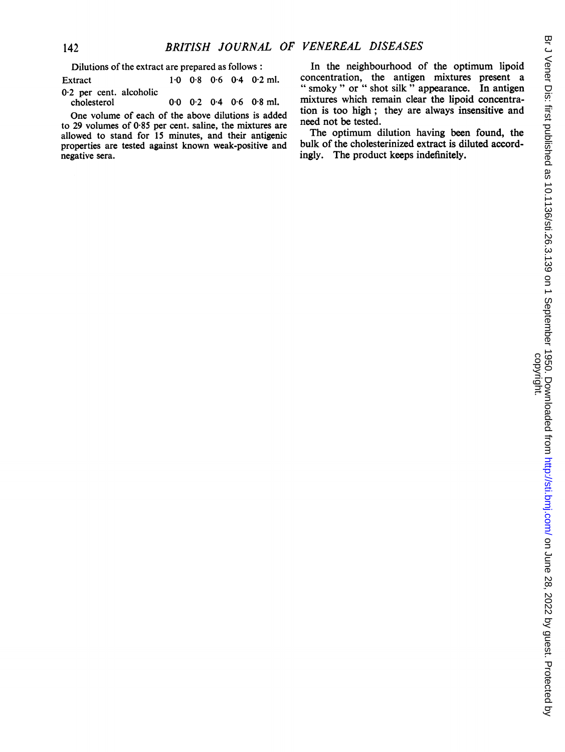Dilutions of the extract are prepared as follows :

| | | | | | |
|---|---|---|---|---|---|
| Extract | 1·0 | 0·8 | 0·6 | 0·4 | 0·2 ml. |
| 0·2 per cent. alcoholic cholesterol | 0·0 | 0·2 | 0·4 | 0·6 | 0·8 ml. |

One volume of each of the above dilutions is added to 29 volumes of 0·85 per cent. saline, the mixtures are allowed to stand for 15 minutes, and their antigenic properties are tested against known weak-positive and negative sera.

In the neighbourhood of the optimum lipoid concentration, the antigen mixtures present a " smoky " or " shot silk " appearance. In antigen mixtures which remain clear the lipoid concentration is too high ; they are always insensitive and need not be tested.

The optimum dilution having been found, the bulk of the cholesterinized extract is diluted accordingly. The product keeps indefinitely.